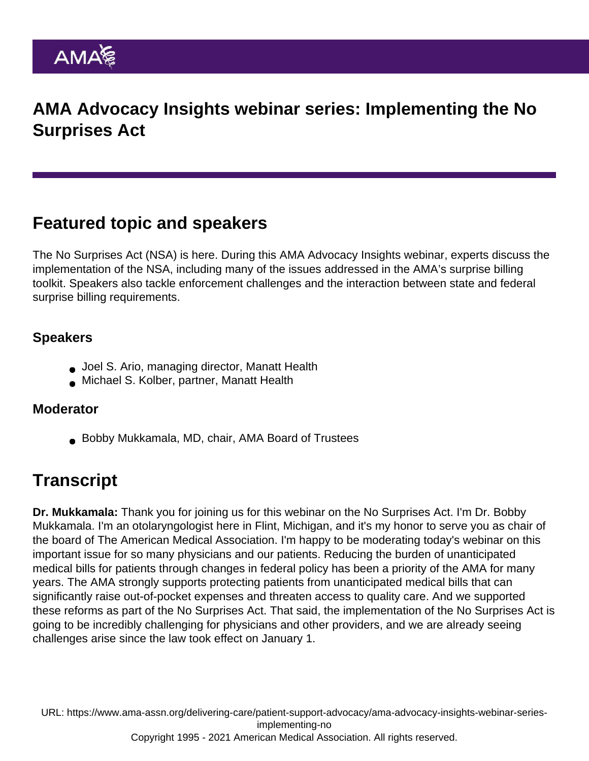# AMA Advocacy Insights webinar series: Implementing the No Surprises Act

## Featured topic and speakers

The No Surprises Act (NSA) is here. During this AMA Advocacy Insights webinar, experts discuss the implementation of the NSA, including many of the issues addressed in the AMA's surprise billing toolkit. Speakers also tackle enforcement challenges and the interaction between state and federal surprise billing requirements.

### Speakers

- Joel S. Ario, managing director, Manatt Health
- Michael S. Kolber, partner, Manatt Health

### Moderator

- Bobby Mukkamala, MD, chair, AMA Board of Trustees

## Transcript

**Dr. Mukkamala:** Thank you for joining us for this webinar on the No Surprises Act. I'm Dr. Bobby Mukkamala. I'm an otolaryngologist here in Flint, Michigan, and it's my honor to serve you as chair of the board of The American Medical Association. I'm happy to be moderating today's webinar on this important issue for so many physicians and our patients. Reducing the burden of unanticipated medical bills for patients through changes in federal policy has been a priority of the AMA for many years. The AMA strongly supports protecting patients from unanticipated medical bills that can significantly raise out-of-pocket expenses and threaten access to quality care. And we supported these reforms as part of the No Surprises Act. That said, the implementation of the No Surprises Act is going to be incredibly challenging for physicians and other providers, and we are already seeing challenges arise since the law took effect on January 1.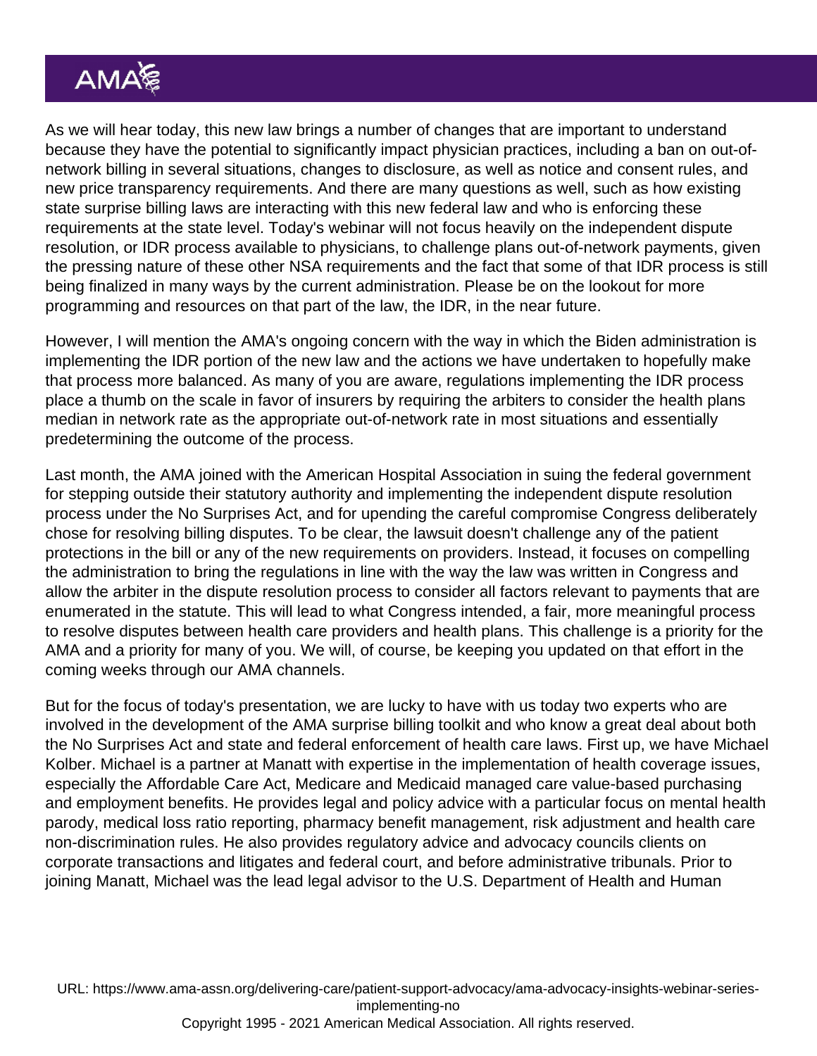As we will hear today, this new law brings a number of changes that are important to understand because they have the potential to significantly impact physician practices, including a ban on out-of-network billing in several situations, changes to disclosure, as well as notice and consent rules, and new price transparency requirements. And there are many questions as well, such as how existing state surprise billing laws are interacting with this new federal law and who is enforcing these requirements at the state level. Today's webinar will not focus heavily on the independent dispute resolution, or IDR process available to physicians, to challenge plans out-of-network payments, given the pressing nature of these other NSA requirements and the fact that some of that IDR process is still being finalized in many ways by the current administration. Please be on the lookout for more programming and resources on that part of the law, the IDR, in the near future.

However, I will mention the AMA's ongoing concern with the way in which the Biden administration is implementing the IDR portion of the new law and the actions we have undertaken to hopefully make that process more balanced. As many of you are aware, regulations implementing the IDR process place a thumb on the scale in favor of insurers by requiring the arbiters to consider the health plans median in network rate as the appropriate out-of-network rate in most situations and essentially predetermining the outcome of the process.

Last month, the AMA joined with the American Hospital Association in suing the federal government for stepping outside their statutory authority and implementing the independent dispute resolution process under the No Surprises Act, and for upending the careful compromise Congress deliberately chose for resolving billing disputes. To be clear, the lawsuit doesn't challenge any of the patient protections in the bill or any of the new requirements on providers. Instead, it focuses on compelling the administration to bring the regulations in line with the way the law was written in Congress and allow the arbiter in the dispute resolution process to consider all factors relevant to payments that are enumerated in the statute. This will lead to what Congress intended, a fair, more meaningful process to resolve disputes between health care providers and health plans. This challenge is a priority for the AMA and a priority for many of you. We will, of course, be keeping you updated on that effort in the coming weeks through our AMA channels.

But for the focus of today's presentation, we are lucky to have with us today two experts who are involved in the development of the AMA surprise billing toolkit and who know a great deal about both the No Surprises Act and state and federal enforcement of health care laws. First up, we have Michael Kolber. Michael is a partner at Manatt with expertise in the implementation of health coverage issues, especially the Affordable Care Act, Medicare and Medicaid managed care value-based purchasing and employment benefits. He provides legal and policy advice with a particular focus on mental health parody, medical loss ratio reporting, pharmacy benefit management, risk adjustment and health care non-discrimination rules. He also provides regulatory advice and advocacy councils clients on corporate transactions and litigates and federal court, and before administrative tribunals. Prior to joining Manatt, Michael was the lead legal advisor to the U.S. Department of Health and Human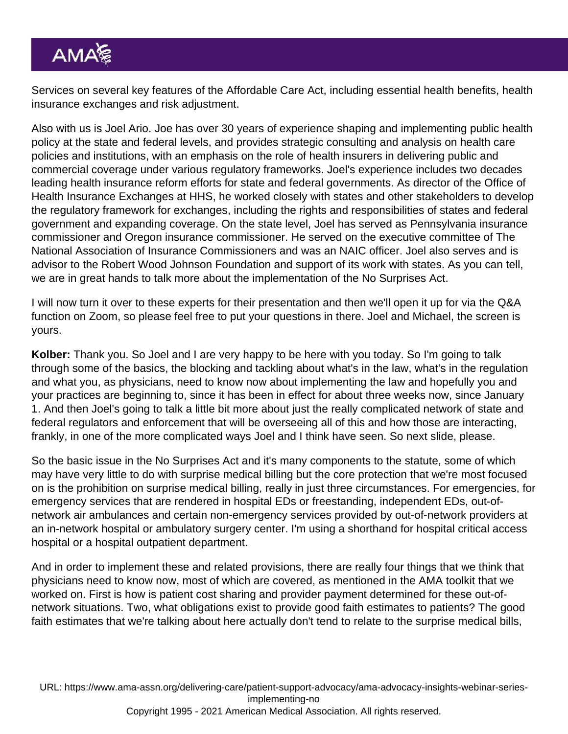Services on several key features of the Affordable Care Act, including essential health benefits, health insurance exchanges and risk adjustment.

Also with us is Joel Ario. Joe has over 30 years of experience shaping and implementing public health policy at the state and federal levels, and provides strategic consulting and analysis on health care policies and institutions, with an emphasis on the role of health insurers in delivering public and commercial coverage under various regulatory frameworks. Joel's experience includes two decades leading health insurance reform efforts for state and federal governments. As director of the Office of Health Insurance Exchanges at HHS, he worked closely with states and other stakeholders to develop the regulatory framework for exchanges, including the rights and responsibilities of states and federal government and expanding coverage. On the state level, Joel has served as Pennsylvania insurance commissioner and Oregon insurance commissioner. He served on the executive committee of The National Association of Insurance Commissioners and was an NAIC officer. Joel also serves and is advisor to the Robert Wood Johnson Foundation and support of its work with states. As you can tell, we are in great hands to talk more about the implementation of the No Surprises Act.

I will now turn it over to these experts for their presentation and then we'll open it up for via the Q&A function on Zoom, so please feel free to put your questions in there. Joel and Michael, the screen is yours.

**Kolber:** Thank you. So Joel and I are very happy to be here with you today. So I'm going to talk through some of the basics, the blocking and tackling about what's in the law, what's in the regulation and what you, as physicians, need to know now about implementing the law and hopefully you and your practices are beginning to, since it has been in effect for about three weeks now, since January 1. And then Joel's going to talk a little bit more about just the really complicated network of state and federal regulators and enforcement that will be overseeing all of this and how those are interacting, frankly, in one of the more complicated ways Joel and I think have seen. So next slide, please.

So the basic issue in the No Surprises Act and it's many components to the statute, some of which may have very little to do with surprise medical billing but the core protection that we're most focused on is the prohibition on surprise medical billing, really in just three circumstances. For emergencies, for emergency services that are rendered in hospital EDs or freestanding, independent EDs, out-of-network air ambulances and certain non-emergency services provided by out-of-network providers at an in-network hospital or ambulatory surgery center. I'm using a shorthand for hospital critical access hospital or a hospital outpatient department.

And in order to implement these and related provisions, there are really four things that we think that physicians need to know now, most of which are covered, as mentioned in the AMA toolkit that we worked on. First is how is patient cost sharing and provider payment determined for these out-of-network situations. Two, what obligations exist to provide good faith estimates to patients? The good faith estimates that we're talking about here actually don't tend to relate to the surprise medical bills,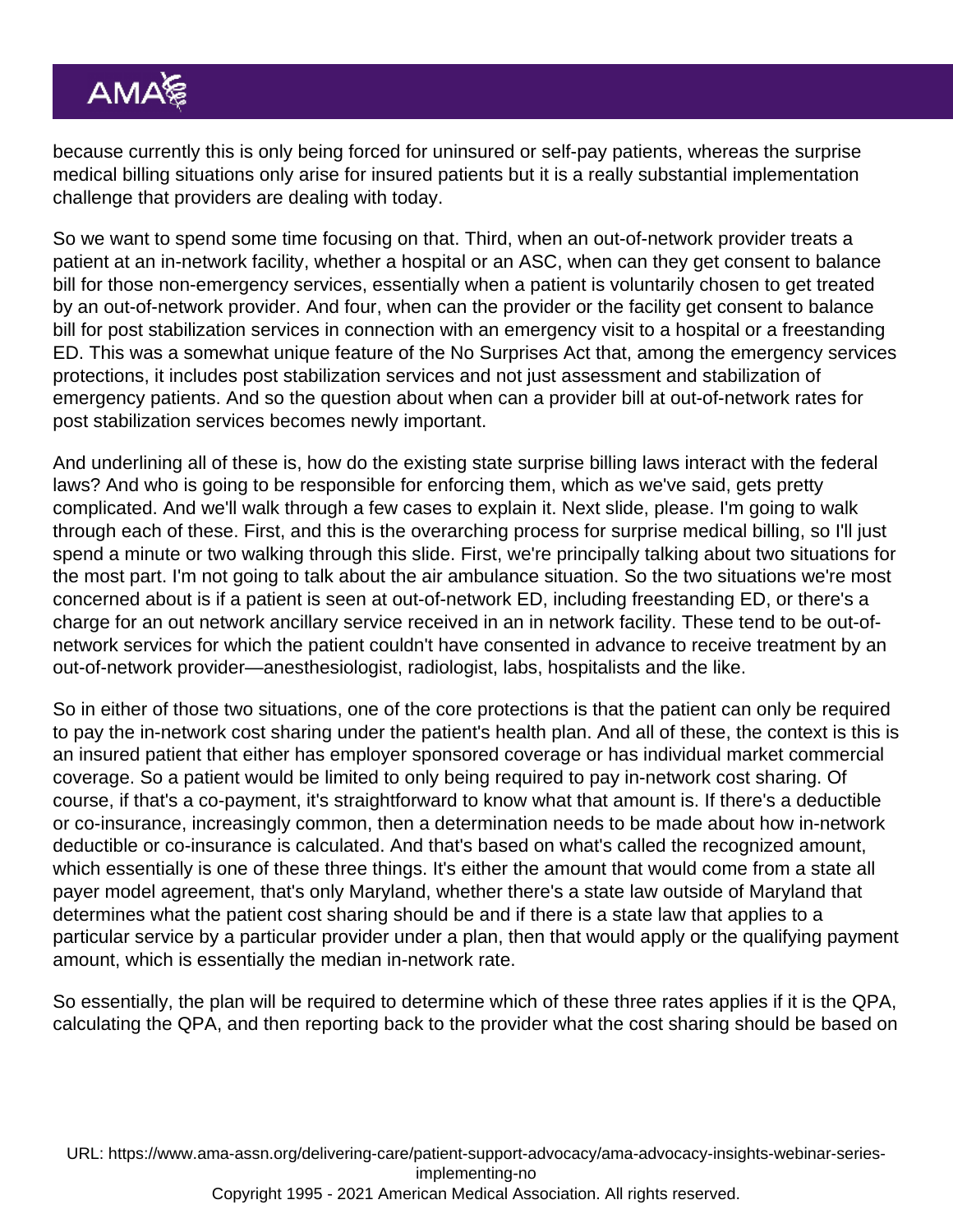because currently this is only being forced for uninsured or self-pay patients, whereas the surprise medical billing situations only arise for insured patients but it is a really substantial implementation challenge that providers are dealing with today.

So we want to spend some time focusing on that. Third, when an out-of-network provider treats a patient at an in-network facility, whether a hospital or an ASC, when can they get consent to balance bill for those non-emergency services, essentially when a patient is voluntarily chosen to get treated by an out-of-network provider. And four, when can the provider or the facility get consent to balance bill for post stabilization services in connection with an emergency visit to a hospital or a freestanding ED. This was a somewhat unique feature of the No Surprises Act that, among the emergency services protections, it includes post stabilization services and not just assessment and stabilization of emergency patients. And so the question about when can a provider bill at out-of-network rates for post stabilization services becomes newly important.

And underlining all of these is, how do the existing state surprise billing laws interact with the federal laws? And who is going to be responsible for enforcing them, which as we've said, gets pretty complicated. And we'll walk through a few cases to explain it. Next slide, please. I'm going to walk through each of these. First, and this is the overarching process for surprise medical billing, so I'll just spend a minute or two walking through this slide. First, we're principally talking about two situations for the most part. I'm not going to talk about the air ambulance situation. So the two situations we're most concerned about is if a patient is seen at out-of-network ED, including freestanding ED, or there's a charge for an out network ancillary service received in an in network facility. These tend to be out-of-network services for which the patient couldn't have consented in advance to receive treatment by an out-of-network provider—anesthesiologist, radiologist, labs, hospitalists and the like.

So in either of those two situations, one of the core protections is that the patient can only be required to pay the in-network cost sharing under the patient's health plan. And all of these, the context is this is an insured patient that either has employer sponsored coverage or has individual market commercial coverage. So a patient would be limited to only being required to pay in-network cost sharing. Of course, if that's a co-payment, it's straightforward to know what that amount is. If there's a deductible or co-insurance, increasingly common, then a determination needs to be made about how in-network deductible or co-insurance is calculated. And that's based on what's called the recognized amount, which essentially is one of these three things. It's either the amount that would come from a state all payer model agreement, that's only Maryland, whether there's a state law outside of Maryland that determines what the patient cost sharing should be and if there is a state law that applies to a particular service by a particular provider under a plan, then that would apply or the qualifying payment amount, which is essentially the median in-network rate.

So essentially, the plan will be required to determine which of these three rates applies if it is the QPA, calculating the QPA, and then reporting back to the provider what the cost sharing should be based on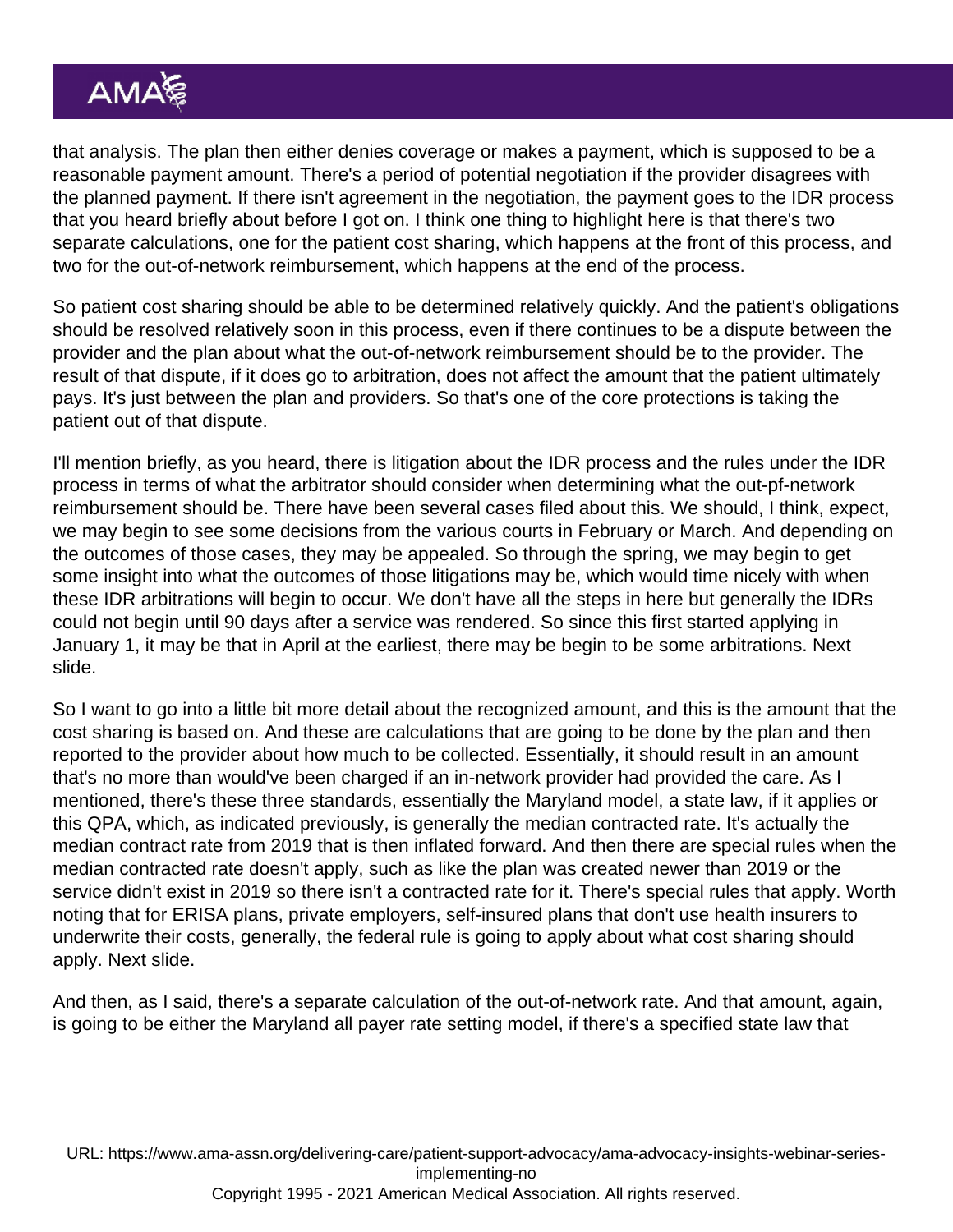that analysis. The plan then either denies coverage or makes a payment, which is supposed to be a reasonable payment amount. There's a period of potential negotiation if the provider disagrees with the planned payment. If there isn't agreement in the negotiation, the payment goes to the IDR process that you heard briefly about before I got on. I think one thing to highlight here is that there's two separate calculations, one for the patient cost sharing, which happens at the front of this process, and two for the out-of-network reimbursement, which happens at the end of the process.

So patient cost sharing should be able to be determined relatively quickly. And the patient's obligations should be resolved relatively soon in this process, even if there continues to be a dispute between the provider and the plan about what the out-of-network reimbursement should be to the provider. The result of that dispute, if it does go to arbitration, does not affect the amount that the patient ultimately pays. It's just between the plan and providers. So that's one of the core protections is taking the patient out of that dispute.

I'll mention briefly, as you heard, there is litigation about the IDR process and the rules under the IDR process in terms of what the arbitrator should consider when determining what the out-pf-network reimbursement should be. There have been several cases filed about this. We should, I think, expect, we may begin to see some decisions from the various courts in February or March. And depending on the outcomes of those cases, they may be appealed. So through the spring, we may begin to get some insight into what the outcomes of those litigations may be, which would time nicely with when these IDR arbitrations will begin to occur. We don't have all the steps in here but generally the IDRs could not begin until 90 days after a service was rendered. So since this first started applying in January 1, it may be that in April at the earliest, there may be begin to be some arbitrations. Next slide.

So I want to go into a little bit more detail about the recognized amount, and this is the amount that the cost sharing is based on. And these are calculations that are going to be done by the plan and then reported to the provider about how much to be collected. Essentially, it should result in an amount that's no more than would've been charged if an in-network provider had provided the care. As I mentioned, there's these three standards, essentially the Maryland model, a state law, if it applies or this QPA, which, as indicated previously, is generally the median contracted rate. It's actually the median contract rate from 2019 that is then inflated forward. And then there are special rules when the median contracted rate doesn't apply, such as like the plan was created newer than 2019 or the service didn't exist in 2019 so there isn't a contracted rate for it. There's special rules that apply. Worth noting that for ERISA plans, private employers, self-insured plans that don't use health insurers to underwrite their costs, generally, the federal rule is going to apply about what cost sharing should apply. Next slide.

And then, as I said, there's a separate calculation of the out-of-network rate. And that amount, again, is going to be either the Maryland all payer rate setting model, if there's a specified state law that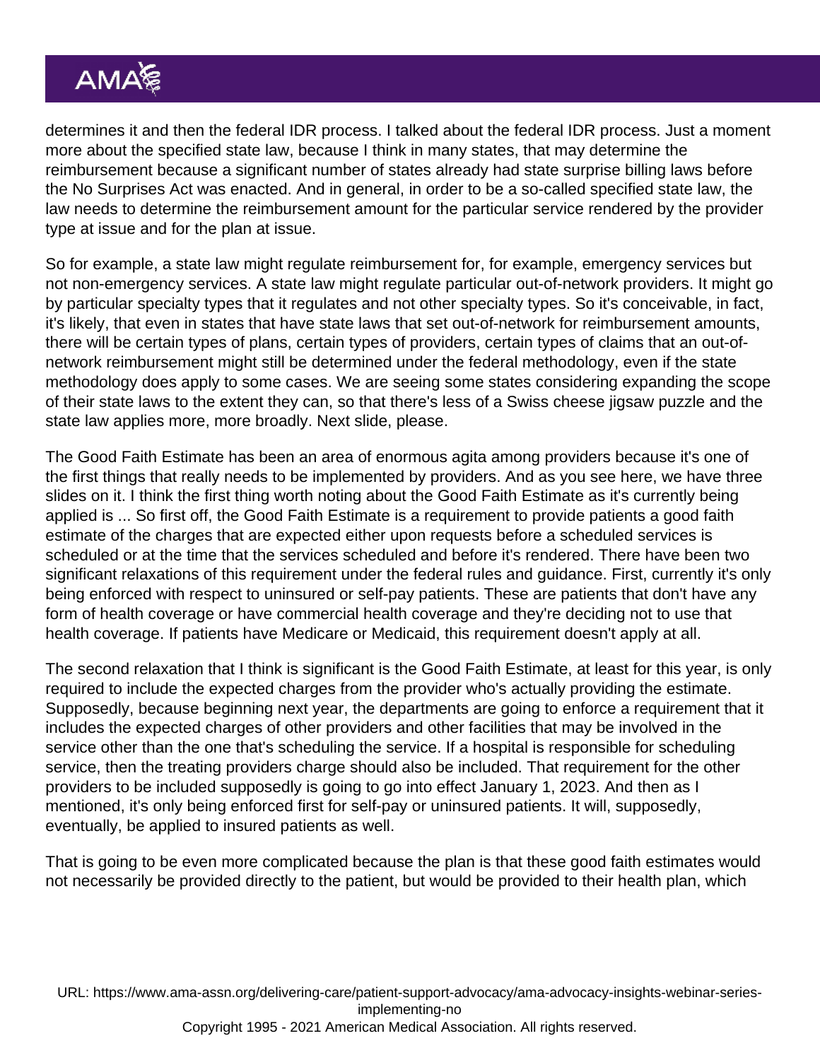determines it and then the federal IDR process. I talked about the federal IDR process. Just a moment more about the specified state law, because I think in many states, that may determine the reimbursement because a significant number of states already had state surprise billing laws before the No Surprises Act was enacted. And in general, in order to be a so-called specified state law, the law needs to determine the reimbursement amount for the particular service rendered by the provider type at issue and for the plan at issue.

So for example, a state law might regulate reimbursement for, for example, emergency services but not non-emergency services. A state law might regulate particular out-of-network providers. It might go by particular specialty types that it regulates and not other specialty types. So it's conceivable, in fact, it's likely, that even in states that have state laws that set out-of-network for reimbursement amounts, there will be certain types of plans, certain types of providers, certain types of claims that an out-of-network reimbursement might still be determined under the federal methodology, even if the state methodology does apply to some cases. We are seeing some states considering expanding the scope of their state laws to the extent they can, so that there's less of a Swiss cheese jigsaw puzzle and the state law applies more, more broadly. Next slide, please.

The Good Faith Estimate has been an area of enormous agita among providers because it's one of the first things that really needs to be implemented by providers. And as you see here, we have three slides on it. I think the first thing worth noting about the Good Faith Estimate as it's currently being applied is ... So first off, the Good Faith Estimate is a requirement to provide patients a good faith estimate of the charges that are expected either upon requests before a scheduled services is scheduled or at the time that the services scheduled and before it's rendered. There have been two significant relaxations of this requirement under the federal rules and guidance. First, currently it's only being enforced with respect to uninsured or self-pay patients. These are patients that don't have any form of health coverage or have commercial health coverage and they're deciding not to use that health coverage. If patients have Medicare or Medicaid, this requirement doesn't apply at all.

The second relaxation that I think is significant is the Good Faith Estimate, at least for this year, is only required to include the expected charges from the provider who's actually providing the estimate. Supposedly, because beginning next year, the departments are going to enforce a requirement that it includes the expected charges of other providers and other facilities that may be involved in the service other than the one that's scheduling the service. If a hospital is responsible for scheduling service, then the treating providers charge should also be included. That requirement for the other providers to be included supposedly is going to go into effect January 1, 2023. And then as I mentioned, it's only being enforced first for self-pay or uninsured patients. It will, supposedly, eventually, be applied to insured patients as well.

That is going to be even more complicated because the plan is that these good faith estimates would not necessarily be provided directly to the patient, but would be provided to their health plan, which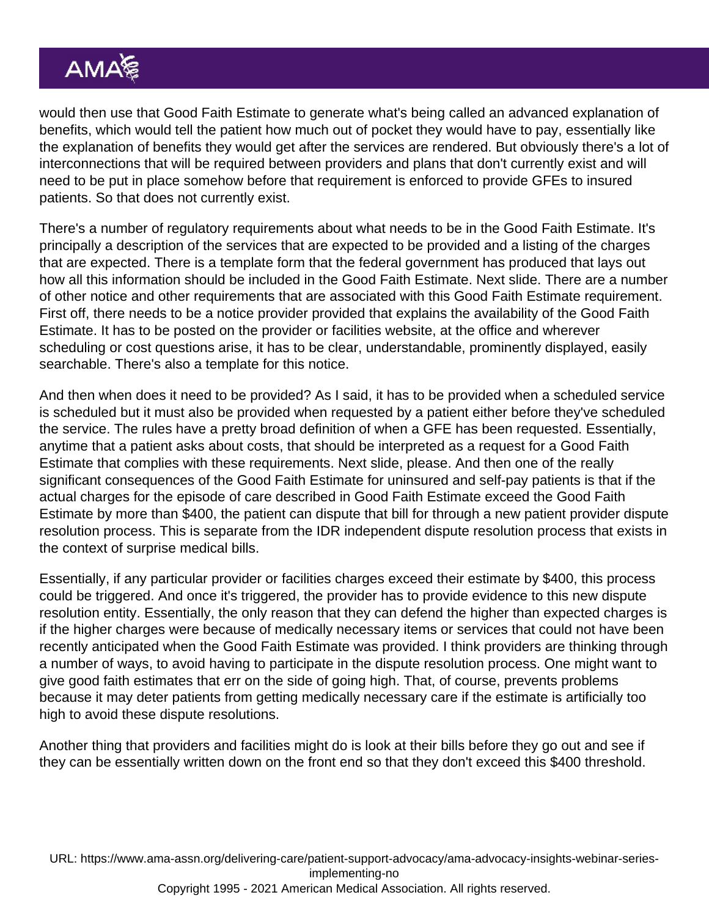would then use that Good Faith Estimate to generate what's being called an advanced explanation of benefits, which would tell the patient how much out of pocket they would have to pay, essentially like the explanation of benefits they would get after the services are rendered. But obviously there's a lot of interconnections that will be required between providers and plans that don't currently exist and will need to be put in place somehow before that requirement is enforced to provide GFEs to insured patients. So that does not currently exist.

There's a number of regulatory requirements about what needs to be in the Good Faith Estimate. It's principally a description of the services that are expected to be provided and a listing of the charges that are expected. There is a template form that the federal government has produced that lays out how all this information should be included in the Good Faith Estimate. Next slide. There are a number of other notice and other requirements that are associated with this Good Faith Estimate requirement. First off, there needs to be a notice provider provided that explains the availability of the Good Faith Estimate. It has to be posted on the provider or facilities website, at the office and wherever scheduling or cost questions arise, it has to be clear, understandable, prominently displayed, easily searchable. There's also a template for this notice.

And then when does it need to be provided? As I said, it has to be provided when a scheduled service is scheduled but it must also be provided when requested by a patient either before they've scheduled the service. The rules have a pretty broad definition of when a GFE has been requested. Essentially, anytime that a patient asks about costs, that should be interpreted as a request for a Good Faith Estimate that complies with these requirements. Next slide, please. And then one of the really significant consequences of the Good Faith Estimate for uninsured and self-pay patients is that if the actual charges for the episode of care described in Good Faith Estimate exceed the Good Faith Estimate by more than $400, the patient can dispute that bill for through a new patient provider dispute resolution process. This is separate from the IDR independent dispute resolution process that exists in the context of surprise medical bills.

Essentially, if any particular provider or facilities charges exceed their estimate by $400, this process could be triggered. And once it's triggered, the provider has to provide evidence to this new dispute resolution entity. Essentially, the only reason that they can defend the higher than expected charges is if the higher charges were because of medically necessary items or services that could not have been recently anticipated when the Good Faith Estimate was provided. I think providers are thinking through a number of ways, to avoid having to participate in the dispute resolution process. One might want to give good faith estimates that err on the side of going high. That, of course, prevents problems because it may deter patients from getting medically necessary care if the estimate is artificially too high to avoid these dispute resolutions.

Another thing that providers and facilities might do is look at their bills before they go out and see if they can be essentially written down on the front end so that they don't exceed this $400 threshold.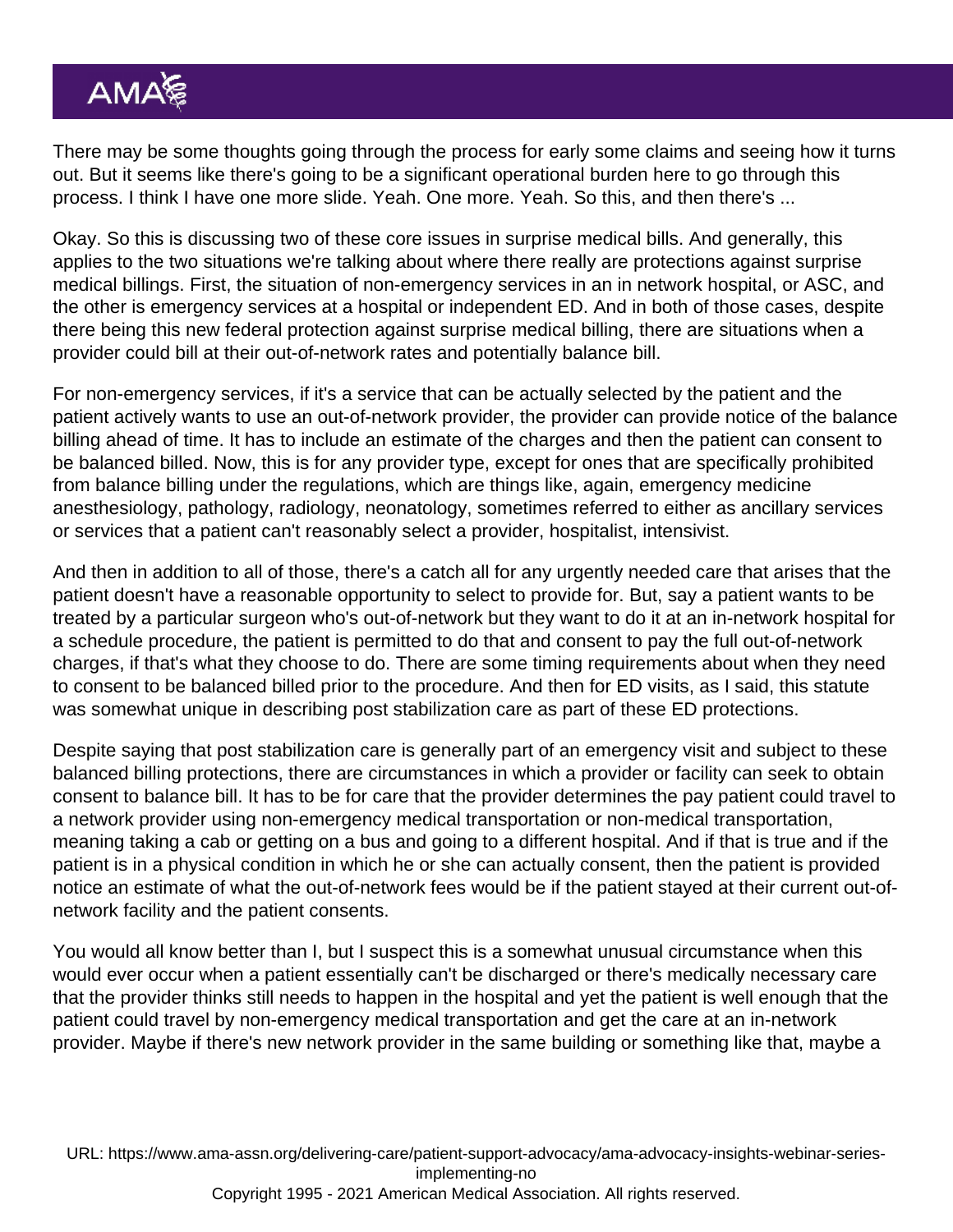There may be some thoughts going through the process for early some claims and seeing how it turns out. But it seems like there's going to be a significant operational burden here to go through this process. I think I have one more slide. Yeah. One more. Yeah. So this, and then there's ...

Okay. So this is discussing two of these core issues in surprise medical bills. And generally, this applies to the two situations we're talking about where there really are protections against surprise medical billings. First, the situation of non-emergency services in an in network hospital, or ASC, and the other is emergency services at a hospital or independent ED. And in both of those cases, despite there being this new federal protection against surprise medical billing, there are situations when a provider could bill at their out-of-network rates and potentially balance bill.

For non-emergency services, if it's a service that can be actually selected by the patient and the patient actively wants to use an out-of-network provider, the provider can provide notice of the balance billing ahead of time. It has to include an estimate of the charges and then the patient can consent to be balanced billed. Now, this is for any provider type, except for ones that are specifically prohibited from balance billing under the regulations, which are things like, again, emergency medicine anesthesiology, pathology, radiology, neonatology, sometimes referred to either as ancillary services or services that a patient can't reasonably select a provider, hospitalist, intensivist.

And then in addition to all of those, there's a catch all for any urgently needed care that arises that the patient doesn't have a reasonable opportunity to select to provide for. But, say a patient wants to be treated by a particular surgeon who's out-of-network but they want to do it at an in-network hospital for a schedule procedure, the patient is permitted to do that and consent to pay the full out-of-network charges, if that's what they choose to do. There are some timing requirements about when they need to consent to be balanced billed prior to the procedure. And then for ED visits, as I said, this statute was somewhat unique in describing post stabilization care as part of these ED protections.

Despite saying that post stabilization care is generally part of an emergency visit and subject to these balanced billing protections, there are circumstances in which a provider or facility can seek to obtain consent to balance bill. It has to be for care that the provider determines the pay patient could travel to a network provider using non-emergency medical transportation or non-medical transportation, meaning taking a cab or getting on a bus and going to a different hospital. And if that is true and if the patient is in a physical condition in which he or she can actually consent, then the patient is provided notice an estimate of what the out-of-network fees would be if the patient stayed at their current out-of-network facility and the patient consents.

You would all know better than I, but I suspect this is a somewhat unusual circumstance when this would ever occur when a patient essentially can't be discharged or there's medically necessary care that the provider thinks still needs to happen in the hospital and yet the patient is well enough that the patient could travel by non-emergency medical transportation and get the care at an in-network provider. Maybe if there's new network provider in the same building or something like that, maybe a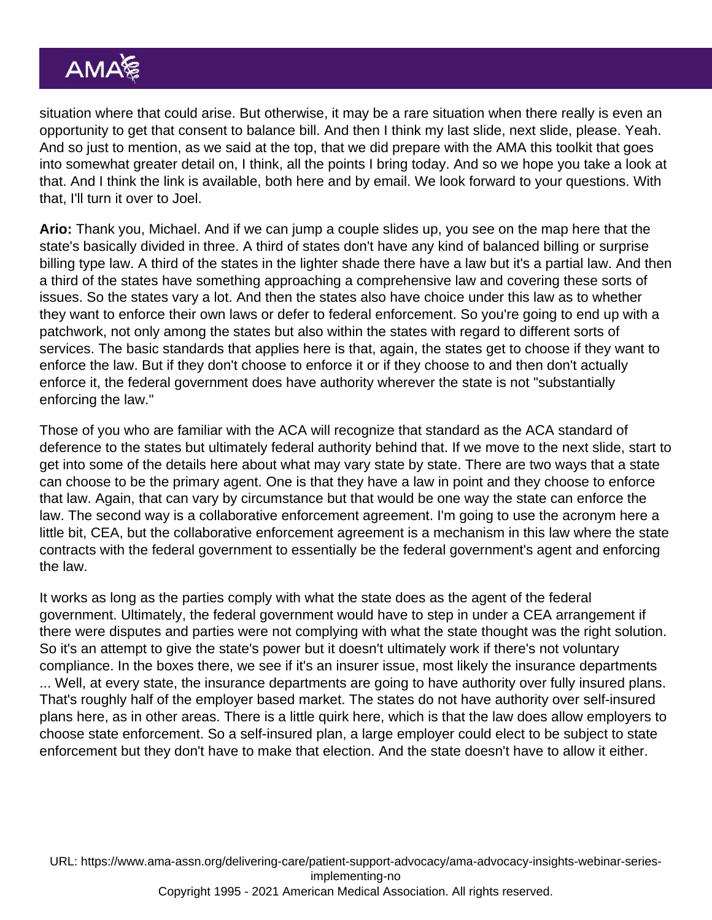situation where that could arise. But otherwise, it may be a rare situation when there really is even an opportunity to get that consent to balance bill. And then I think my last slide, next slide, please. Yeah. And so just to mention, as we said at the top, that we did prepare with the AMA this toolkit that goes into somewhat greater detail on, I think, all the points I bring today. And so we hope you take a look at that. And I think the link is available, both here and by email. We look forward to your questions. With that, I'll turn it over to Joel.

**Ario:** Thank you, Michael. And if we can jump a couple slides up, you see on the map here that the state's basically divided in three. A third of states don't have any kind of balanced billing or surprise billing type law. A third of the states in the lighter shade there have a law but it's a partial law. And then a third of the states have something approaching a comprehensive law and covering these sorts of issues. So the states vary a lot. And then the states also have choice under this law as to whether they want to enforce their own laws or defer to federal enforcement. So you're going to end up with a patchwork, not only among the states but also within the states with regard to different sorts of services. The basic standards that applies here is that, again, the states get to choose if they want to enforce the law. But if they don't choose to enforce it or if they choose to and then don't actually enforce it, the federal government does have authority wherever the state is not "substantially enforcing the law."

Those of you who are familiar with the ACA will recognize that standard as the ACA standard of deference to the states but ultimately federal authority behind that. If we move to the next slide, start to get into some of the details here about what may vary state by state. There are two ways that a state can choose to be the primary agent. One is that they have a law in point and they choose to enforce that law. Again, that can vary by circumstance but that would be one way the state can enforce the law. The second way is a collaborative enforcement agreement. I'm going to use the acronym here a little bit, CEA, but the collaborative enforcement agreement is a mechanism in this law where the state contracts with the federal government to essentially be the federal government's agent and enforcing the law.

It works as long as the parties comply with what the state does as the agent of the federal government. Ultimately, the federal government would have to step in under a CEA arrangement if there were disputes and parties were not complying with what the state thought was the right solution. So it's an attempt to give the state's power but it doesn't ultimately work if there's not voluntary compliance. In the boxes there, we see if it's an insurer issue, most likely the insurance departments ... Well, at every state, the insurance departments are going to have authority over fully insured plans. That's roughly half of the employer based market. The states do not have authority over self-insured plans here, as in other areas. There is a little quirk here, which is that the law does allow employers to choose state enforcement. So a self-insured plan, a large employer could elect to be subject to state enforcement but they don't have to make that election. And the state doesn't have to allow it either.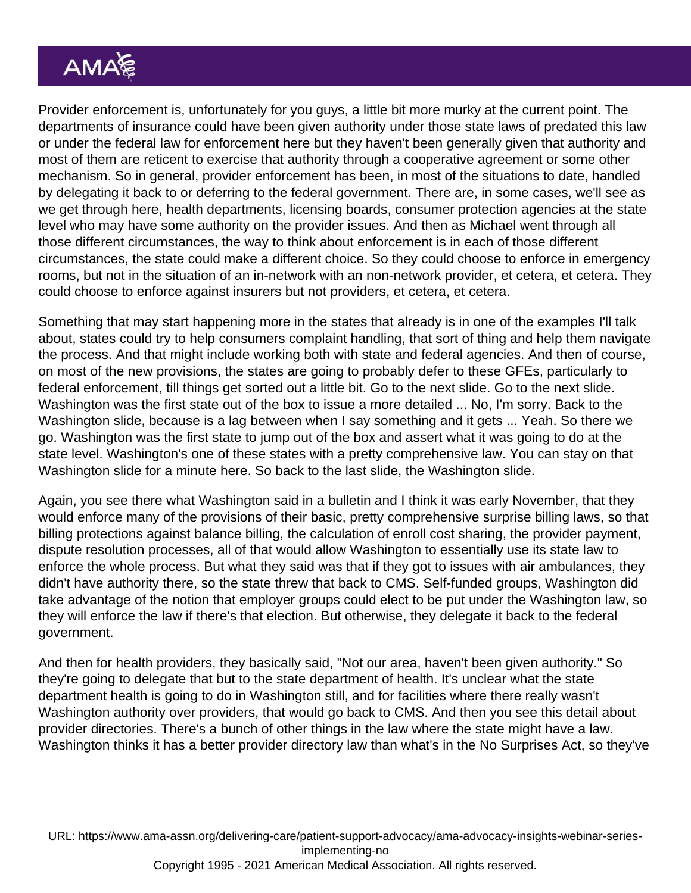Provider enforcement is, unfortunately for you guys, a little bit more murky at the current point. The departments of insurance could have been given authority under those state laws of predated this law or under the federal law for enforcement here but they haven't been generally given that authority and most of them are reticent to exercise that authority through a cooperative agreement or some other mechanism. So in general, provider enforcement has been, in most of the situations to date, handled by delegating it back to or deferring to the federal government. There are, in some cases, we'll see as we get through here, health departments, licensing boards, consumer protection agencies at the state level who may have some authority on the provider issues. And then as Michael went through all those different circumstances, the way to think about enforcement is in each of those different circumstances, the state could make a different choice. So they could choose to enforce in emergency rooms, but not in the situation of an in-network with an non-network provider, et cetera, et cetera. They could choose to enforce against insurers but not providers, et cetera, et cetera.

Something that may start happening more in the states that already is in one of the examples I'll talk about, states could try to help consumers complaint handling, that sort of thing and help them navigate the process. And that might include working both with state and federal agencies. And then of course, on most of the new provisions, the states are going to probably defer to these GFEs, particularly to federal enforcement, till things get sorted out a little bit. Go to the next slide. Go to the next slide. Washington was the first state out of the box to issue a more detailed ... No, I'm sorry. Back to the Washington slide, because is a lag between when I say something and it gets ... Yeah. So there we go. Washington was the first state to jump out of the box and assert what it was going to do at the state level. Washington's one of these states with a pretty comprehensive law. You can stay on that Washington slide for a minute here. So back to the last slide, the Washington slide.

Again, you see there what Washington said in a bulletin and I think it was early November, that they would enforce many of the provisions of their basic, pretty comprehensive surprise billing laws, so that billing protections against balance billing, the calculation of enroll cost sharing, the provider payment, dispute resolution processes, all of that would allow Washington to essentially use its state law to enforce the whole process. But what they said was that if they got to issues with air ambulances, they didn't have authority there, so the state threw that back to CMS. Self-funded groups, Washington did take advantage of the notion that employer groups could elect to be put under the Washington law, so they will enforce the law if there's that election. But otherwise, they delegate it back to the federal government.

And then for health providers, they basically said, "Not our area, haven't been given authority." So they're going to delegate that but to the state department of health. It's unclear what the state department health is going to do in Washington still, and for facilities where there really wasn't Washington authority over providers, that would go back to CMS. And then you see this detail about provider directories. There's a bunch of other things in the law where the state might have a law. Washington thinks it has a better provider directory law than what's in the No Surprises Act, so they've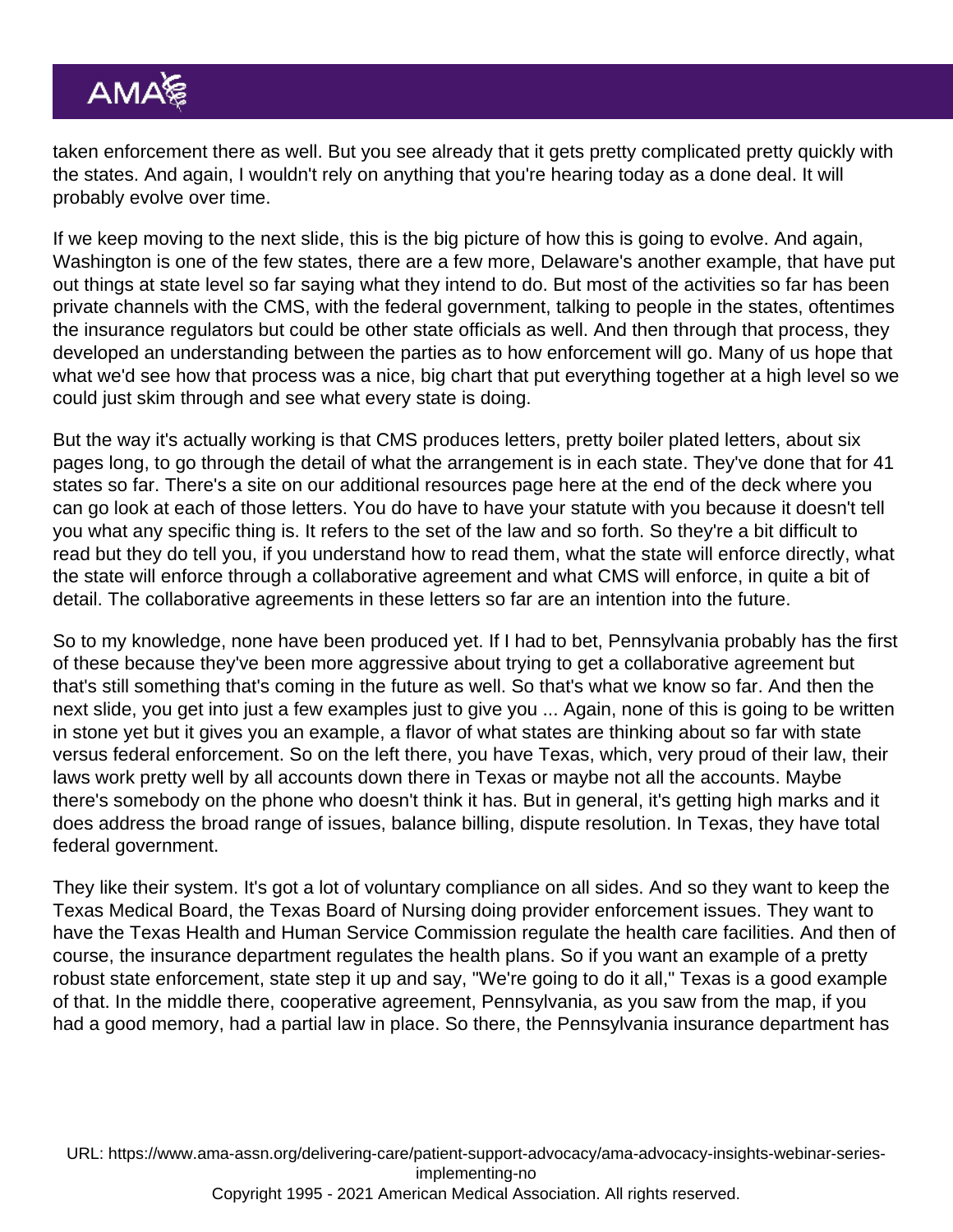taken enforcement there as well. But you see already that it gets pretty complicated pretty quickly with the states. And again, I wouldn't rely on anything that you're hearing today as a done deal. It will probably evolve over time.

If we keep moving to the next slide, this is the big picture of how this is going to evolve. And again, Washington is one of the few states, there are a few more, Delaware's another example, that have put out things at state level so far saying what they intend to do. But most of the activities so far has been private channels with the CMS, with the federal government, talking to people in the states, oftentimes the insurance regulators but could be other state officials as well. And then through that process, they developed an understanding between the parties as to how enforcement will go. Many of us hope that what we'd see how that process was a nice, big chart that put everything together at a high level so we could just skim through and see what every state is doing.

But the way it's actually working is that CMS produces letters, pretty boiler plated letters, about six pages long, to go through the detail of what the arrangement is in each state. They've done that for 41 states so far. There's a site on our additional resources page here at the end of the deck where you can go look at each of those letters. You do have to have your statute with you because it doesn't tell you what any specific thing is. It refers to the set of the law and so forth. So they're a bit difficult to read but they do tell you, if you understand how to read them, what the state will enforce directly, what the state will enforce through a collaborative agreement and what CMS will enforce, in quite a bit of detail. The collaborative agreements in these letters so far are an intention into the future.

So to my knowledge, none have been produced yet. If I had to bet, Pennsylvania probably has the first of these because they've been more aggressive about trying to get a collaborative agreement but that's still something that's coming in the future as well. So that's what we know so far. And then the next slide, you get into just a few examples just to give you ... Again, none of this is going to be written in stone yet but it gives you an example, a flavor of what states are thinking about so far with state versus federal enforcement. So on the left there, you have Texas, which, very proud of their law, their laws work pretty well by all accounts down there in Texas or maybe not all the accounts. Maybe there's somebody on the phone who doesn't think it has. But in general, it's getting high marks and it does address the broad range of issues, balance billing, dispute resolution. In Texas, they have total federal government.

They like their system. It's got a lot of voluntary compliance on all sides. And so they want to keep the Texas Medical Board, the Texas Board of Nursing doing provider enforcement issues. They want to have the Texas Health and Human Service Commission regulate the health care facilities. And then of course, the insurance department regulates the health plans. So if you want an example of a pretty robust state enforcement, state step it up and say, "We're going to do it all," Texas is a good example of that. In the middle there, cooperative agreement, Pennsylvania, as you saw from the map, if you had a good memory, had a partial law in place. So there, the Pennsylvania insurance department has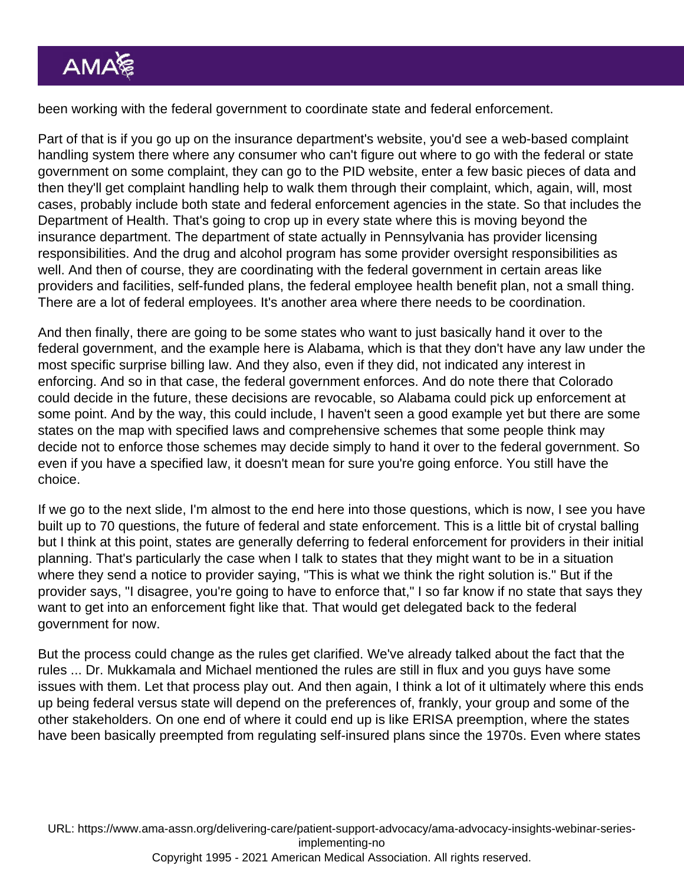been working with the federal government to coordinate state and federal enforcement.

Part of that is if you go up on the insurance department's website, you'd see a web-based complaint handling system there where any consumer who can't figure out where to go with the federal or state government on some complaint, they can go to the PID website, enter a few basic pieces of data and then they'll get complaint handling help to walk them through their complaint, which, again, will, most cases, probably include both state and federal enforcement agencies in the state. So that includes the Department of Health. That's going to crop up in every state where this is moving beyond the insurance department. The department of state actually in Pennsylvania has provider licensing responsibilities. And the drug and alcohol program has some provider oversight responsibilities as well. And then of course, they are coordinating with the federal government in certain areas like providers and facilities, self-funded plans, the federal employee health benefit plan, not a small thing. There are a lot of federal employees. It's another area where there needs to be coordination.

And then finally, there are going to be some states who want to just basically hand it over to the federal government, and the example here is Alabama, which is that they don't have any law under the most specific surprise billing law. And they also, even if they did, not indicated any interest in enforcing. And so in that case, the federal government enforces. And do note there that Colorado could decide in the future, these decisions are revocable, so Alabama could pick up enforcement at some point. And by the way, this could include, I haven't seen a good example yet but there are some states on the map with specified laws and comprehensive schemes that some people think may decide not to enforce those schemes may decide simply to hand it over to the federal government. So even if you have a specified law, it doesn't mean for sure you're going enforce. You still have the choice.

If we go to the next slide, I'm almost to the end here into those questions, which is now, I see you have built up to 70 questions, the future of federal and state enforcement. This is a little bit of crystal balling but I think at this point, states are generally deferring to federal enforcement for providers in their initial planning. That's particularly the case when I talk to states that they might want to be in a situation where they send a notice to provider saying, "This is what we think the right solution is." But if the provider says, "I disagree, you're going to have to enforce that," I so far know if no state that says they want to get into an enforcement fight like that. That would get delegated back to the federal government for now.

But the process could change as the rules get clarified. We've already talked about the fact that the rules ... Dr. Mukkamala and Michael mentioned the rules are still in flux and you guys have some issues with them. Let that process play out. And then again, I think a lot of it ultimately where this ends up being federal versus state will depend on the preferences of, frankly, your group and some of the other stakeholders. On one end of where it could end up is like ERISA preemption, where the states have been basically preempted from regulating self-insured plans since the 1970s. Even where states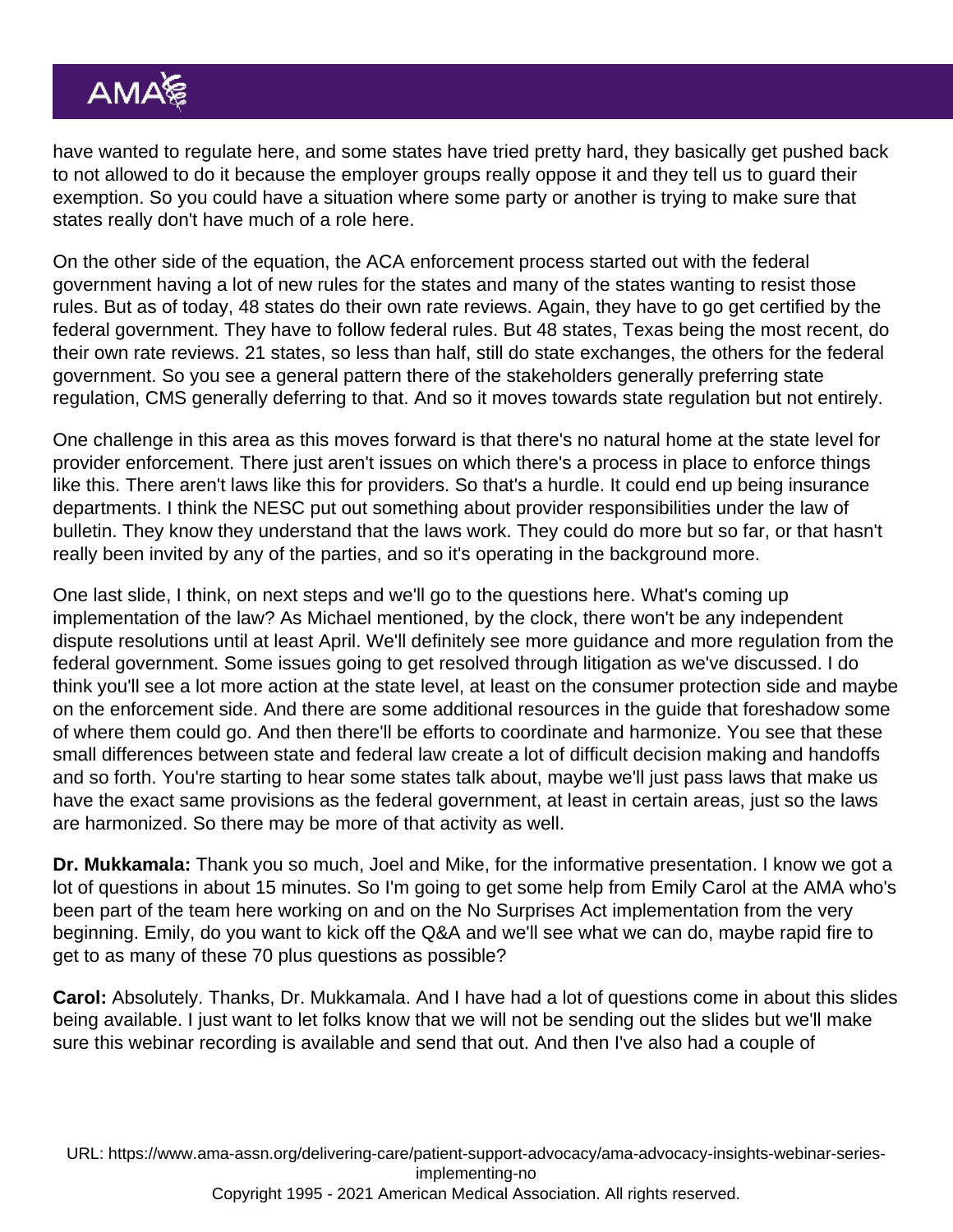have wanted to regulate here, and some states have tried pretty hard, they basically get pushed back to not allowed to do it because the employer groups really oppose it and they tell us to guard their exemption. So you could have a situation where some party or another is trying to make sure that states really don't have much of a role here.

On the other side of the equation, the ACA enforcement process started out with the federal government having a lot of new rules for the states and many of the states wanting to resist those rules. But as of today, 48 states do their own rate reviews. Again, they have to go get certified by the federal government. They have to follow federal rules. But 48 states, Texas being the most recent, do their own rate reviews. 21 states, so less than half, still do state exchanges, the others for the federal government. So you see a general pattern there of the stakeholders generally preferring state regulation, CMS generally deferring to that. And so it moves towards state regulation but not entirely.

One challenge in this area as this moves forward is that there's no natural home at the state level for provider enforcement. There just aren't issues on which there's a process in place to enforce things like this. There aren't laws like this for providers. So that's a hurdle. It could end up being insurance departments. I think the NESC put out something about provider responsibilities under the law of bulletin. They know they understand that the laws work. They could do more but so far, or that hasn't really been invited by any of the parties, and so it's operating in the background more.

One last slide, I think, on next steps and we'll go to the questions here. What's coming up implementation of the law? As Michael mentioned, by the clock, there won't be any independent dispute resolutions until at least April. We'll definitely see more guidance and more regulation from the federal government. Some issues going to get resolved through litigation as we've discussed. I do think you'll see a lot more action at the state level, at least on the consumer protection side and maybe on the enforcement side. And there are some additional resources in the guide that foreshadow some of where them could go. And then there'll be efforts to coordinate and harmonize. You see that these small differences between state and federal law create a lot of difficult decision making and handoffs and so forth. You're starting to hear some states talk about, maybe we'll just pass laws that make us have the exact same provisions as the federal government, at least in certain areas, just so the laws are harmonized. So there may be more of that activity as well.

**Dr. Mukkamala:** Thank you so much, Joel and Mike, for the informative presentation. I know we got a lot of questions in about 15 minutes. So I'm going to get some help from Emily Carol at the AMA who's been part of the team here working on and on the No Surprises Act implementation from the very beginning. Emily, do you want to kick off the Q&A and we'll see what we can do, maybe rapid fire to get to as many of these 70 plus questions as possible?

**Carol:** Absolutely. Thanks, Dr. Mukkamala. And I have had a lot of questions come in about this slides being available. I just want to let folks know that we will not be sending out the slides but we'll make sure this webinar recording is available and send that out. And then I've also had a couple of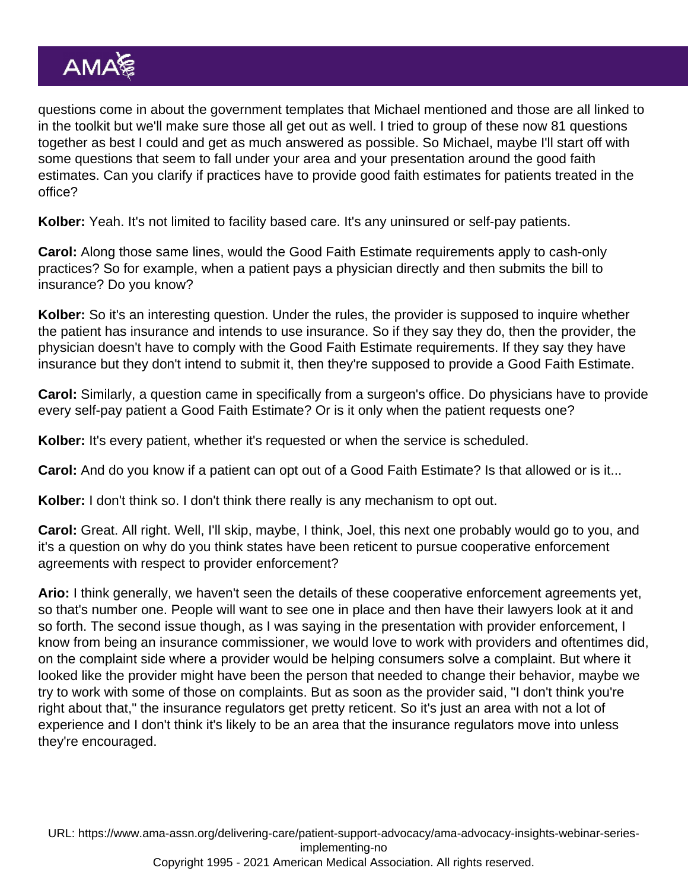questions come in about the government templates that Michael mentioned and those are all linked to in the toolkit but we'll make sure those all get out as well. I tried to group of these now 81 questions together as best I could and get as much answered as possible. So Michael, maybe I'll start off with some questions that seem to fall under your area and your presentation around the good faith estimates. Can you clarify if practices have to provide good faith estimates for patients treated in the office?

**Kolber:** Yeah. It's not limited to facility based care. It's any uninsured or self-pay patients.

**Carol:** Along those same lines, would the Good Faith Estimate requirements apply to cash-only practices? So for example, when a patient pays a physician directly and then submits the bill to insurance? Do you know?

**Kolber:** So it's an interesting question. Under the rules, the provider is supposed to inquire whether the patient has insurance and intends to use insurance. So if they say they do, then the provider, the physician doesn't have to comply with the Good Faith Estimate requirements. If they say they have insurance but they don't intend to submit it, then they're supposed to provide a Good Faith Estimate.

**Carol:** Similarly, a question came in specifically from a surgeon's office. Do physicians have to provide every self-pay patient a Good Faith Estimate? Or is it only when the patient requests one?

**Kolber:** It's every patient, whether it's requested or when the service is scheduled.

**Carol:** And do you know if a patient can opt out of a Good Faith Estimate? Is that allowed or is it...

**Kolber:** I don't think so. I don't think there really is any mechanism to opt out.

**Carol:** Great. All right. Well, I'll skip, maybe, I think, Joel, this next one probably would go to you, and it's a question on why do you think states have been reticent to pursue cooperative enforcement agreements with respect to provider enforcement?

**Ario:** I think generally, we haven't seen the details of these cooperative enforcement agreements yet, so that's number one. People will want to see one in place and then have their lawyers look at it and so forth. The second issue though, as I was saying in the presentation with provider enforcement, I know from being an insurance commissioner, we would love to work with providers and oftentimes did, on the complaint side where a provider would be helping consumers solve a complaint. But where it looked like the provider might have been the person that needed to change their behavior, maybe we try to work with some of those on complaints. But as soon as the provider said, "I don't think you're right about that," the insurance regulators get pretty reticent. So it's just an area with not a lot of experience and I don't think it's likely to be an area that the insurance regulators move into unless they're encouraged.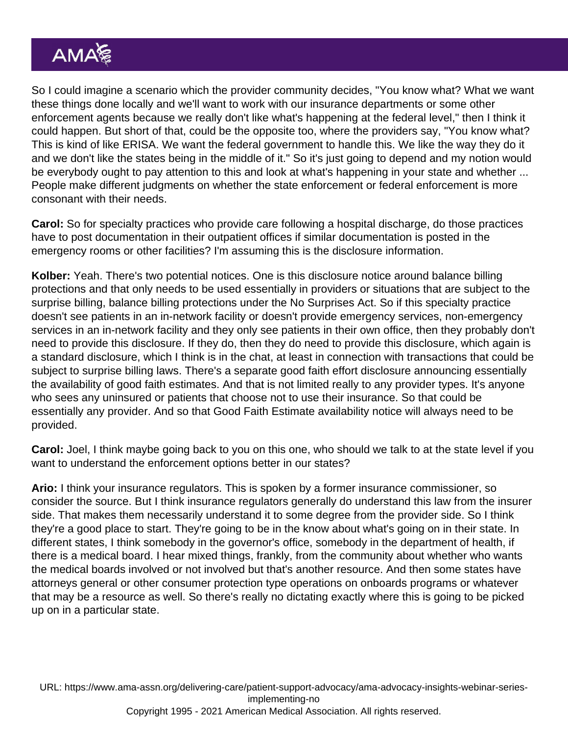So I could imagine a scenario which the provider community decides, "You know what? What we want these things done locally and we'll want to work with our insurance departments or some other enforcement agents because we really don't like what's happening at the federal level," then I think it could happen. But short of that, could be the opposite too, where the providers say, "You know what? This is kind of like ERISA. We want the federal government to handle this. We like the way they do it and we don't like the states being in the middle of it." So it's just going to depend and my notion would be everybody ought to pay attention to this and look at what's happening in your state and whether ... People make different judgments on whether the state enforcement or federal enforcement is more consonant with their needs.

**Carol:** So for specialty practices who provide care following a hospital discharge, do those practices have to post documentation in their outpatient offices if similar documentation is posted in the emergency rooms or other facilities? I'm assuming this is the disclosure information.

**Kolber:** Yeah. There's two potential notices. One is this disclosure notice around balance billing protections and that only needs to be used essentially in providers or situations that are subject to the surprise billing, balance billing protections under the No Surprises Act. So if this specialty practice doesn't see patients in an in-network facility or doesn't provide emergency services, non-emergency services in an in-network facility and they only see patients in their own office, then they probably don't need to provide this disclosure. If they do, then they do need to provide this disclosure, which again is a standard disclosure, which I think is in the chat, at least in connection with transactions that could be subject to surprise billing laws. There's a separate good faith effort disclosure announcing essentially the availability of good faith estimates. And that is not limited really to any provider types. It's anyone who sees any uninsured or patients that choose not to use their insurance. So that could be essentially any provider. And so that Good Faith Estimate availability notice will always need to be provided.

**Carol:** Joel, I think maybe going back to you on this one, who should we talk to at the state level if you want to understand the enforcement options better in our states?

**Ario:** I think your insurance regulators. This is spoken by a former insurance commissioner, so consider the source. But I think insurance regulators generally do understand this law from the insurer side. That makes them necessarily understand it to some degree from the provider side. So I think they're a good place to start. They're going to be in the know about what's going on in their state. In different states, I think somebody in the governor's office, somebody in the department of health, if there is a medical board. I hear mixed things, frankly, from the community about whether who wants the medical boards involved or not involved but that's another resource. And then some states have attorneys general or other consumer protection type operations on onboards programs or whatever that may be a resource as well. So there's really no dictating exactly where this is going to be picked up on in a particular state.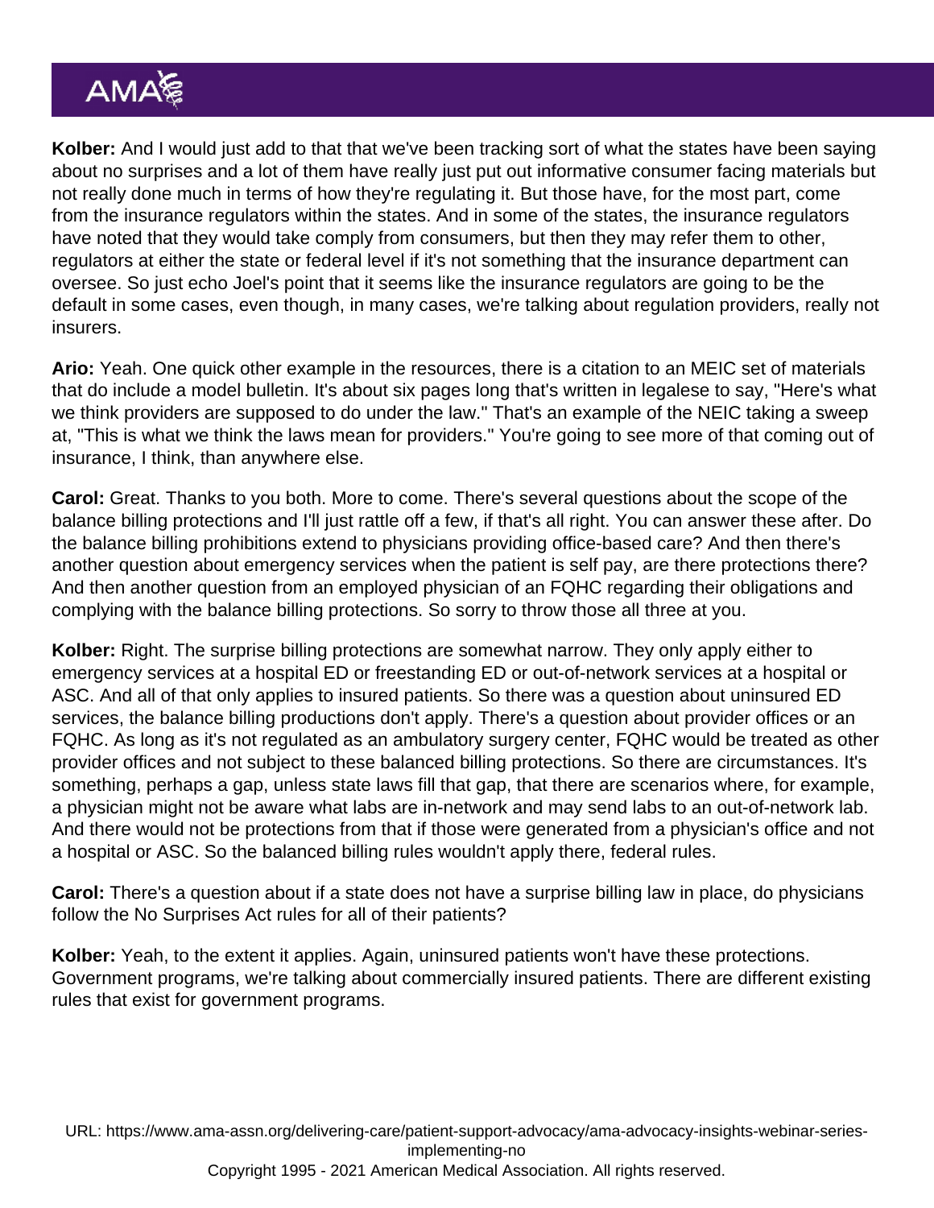**Kolber:** And I would just add to that that we've been tracking sort of what the states have been saying about no surprises and a lot of them have really just put out informative consumer facing materials but not really done much in terms of how they're regulating it. But those have, for the most part, come from the insurance regulators within the states. And in some of the states, the insurance regulators have noted that they would take comply from consumers, but then they may refer them to other, regulators at either the state or federal level if it's not something that the insurance department can oversee. So just echo Joel's point that it seems like the insurance regulators are going to be the default in some cases, even though, in many cases, we're talking about regulation providers, really not insurers.

**Ario:** Yeah. One quick other example in the resources, there is a citation to an MEIC set of materials that do include a model bulletin. It's about six pages long that's written in legalese to say, "Here's what we think providers are supposed to do under the law." That's an example of the NEIC taking a sweep at, "This is what we think the laws mean for providers." You're going to see more of that coming out of insurance, I think, than anywhere else.

**Carol:** Great. Thanks to you both. More to come. There's several questions about the scope of the balance billing protections and I'll just rattle off a few, if that's all right. You can answer these after. Do the balance billing prohibitions extend to physicians providing office-based care? And then there's another question about emergency services when the patient is self pay, are there protections there? And then another question from an employed physician of an FQHC regarding their obligations and complying with the balance billing protections. So sorry to throw those all three at you.

**Kolber:** Right. The surprise billing protections are somewhat narrow. They only apply either to emergency services at a hospital ED or freestanding ED or out-of-network services at a hospital or ASC. And all of that only applies to insured patients. So there was a question about uninsured ED services, the balance billing productions don't apply. There's a question about provider offices or an FQHC. As long as it's not regulated as an ambulatory surgery center, FQHC would be treated as other provider offices and not subject to these balanced billing protections. So there are circumstances. It's something, perhaps a gap, unless state laws fill that gap, that there are scenarios where, for example, a physician might not be aware what labs are in-network and may send labs to an out-of-network lab. And there would not be protections from that if those were generated from a physician's office and not a hospital or ASC. So the balanced billing rules wouldn't apply there, federal rules.

**Carol:** There's a question about if a state does not have a surprise billing law in place, do physicians follow the No Surprises Act rules for all of their patients?

**Kolber:** Yeah, to the extent it applies. Again, uninsured patients won't have these protections. Government programs, we're talking about commercially insured patients. There are different existing rules that exist for government programs.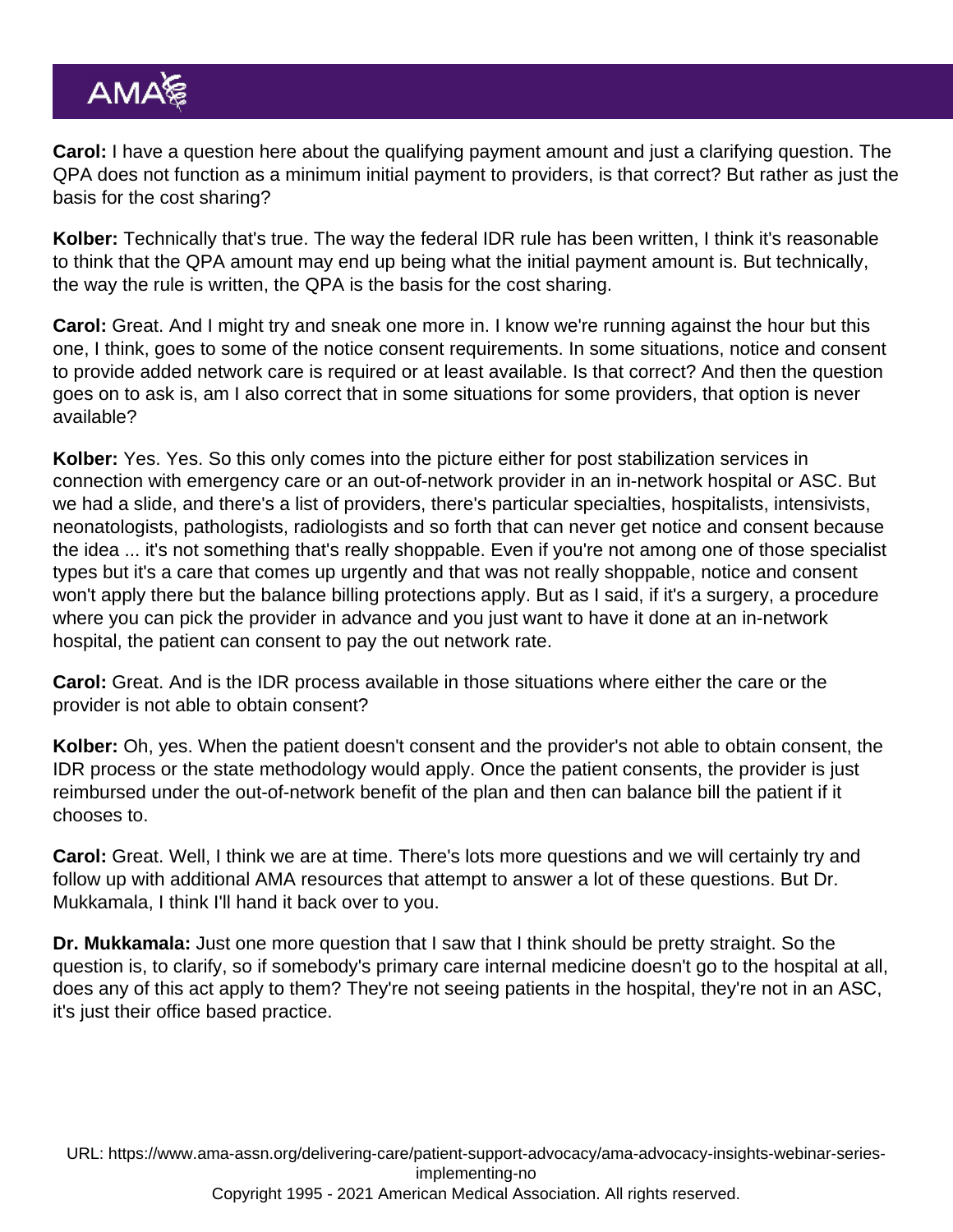**Carol:** I have a question here about the qualifying payment amount and just a clarifying question. The QPA does not function as a minimum initial payment to providers, is that correct? But rather as just the basis for the cost sharing?

**Kolber:** Technically that's true. The way the federal IDR rule has been written, I think it's reasonable to think that the QPA amount may end up being what the initial payment amount is. But technically, the way the rule is written, the QPA is the basis for the cost sharing.

**Carol:** Great. And I might try and sneak one more in. I know we're running against the hour but this one, I think, goes to some of the notice consent requirements. In some situations, notice and consent to provide added network care is required or at least available. Is that correct? And then the question goes on to ask is, am I also correct that in some situations for some providers, that option is never available?

**Kolber:** Yes. Yes. So this only comes into the picture either for post stabilization services in connection with emergency care or an out-of-network provider in an in-network hospital or ASC. But we had a slide, and there's a list of providers, there's particular specialties, hospitalists, intensivists, neonatologists, pathologists, radiologists and so forth that can never get notice and consent because the idea ... it's not something that's really shoppable. Even if you're not among one of those specialist types but it's a care that comes up urgently and that was not really shoppable, notice and consent won't apply there but the balance billing protections apply. But as I said, if it's a surgery, a procedure where you can pick the provider in advance and you just want to have it done at an in-network hospital, the patient can consent to pay the out network rate.

**Carol:** Great. And is the IDR process available in those situations where either the care or the provider is not able to obtain consent?

**Kolber:** Oh, yes. When the patient doesn't consent and the provider's not able to obtain consent, the IDR process or the state methodology would apply. Once the patient consents, the provider is just reimbursed under the out-of-network benefit of the plan and then can balance bill the patient if it chooses to.

**Carol:** Great. Well, I think we are at time. There's lots more questions and we will certainly try and follow up with additional AMA resources that attempt to answer a lot of these questions. But Dr. Mukkamala, I think I'll hand it back over to you.

**Dr. Mukkamala:** Just one more question that I saw that I think should be pretty straight. So the question is, to clarify, so if somebody's primary care internal medicine doesn't go to the hospital at all, does any of this act apply to them? They're not seeing patients in the hospital, they're not in an ASC, it's just their office based practice.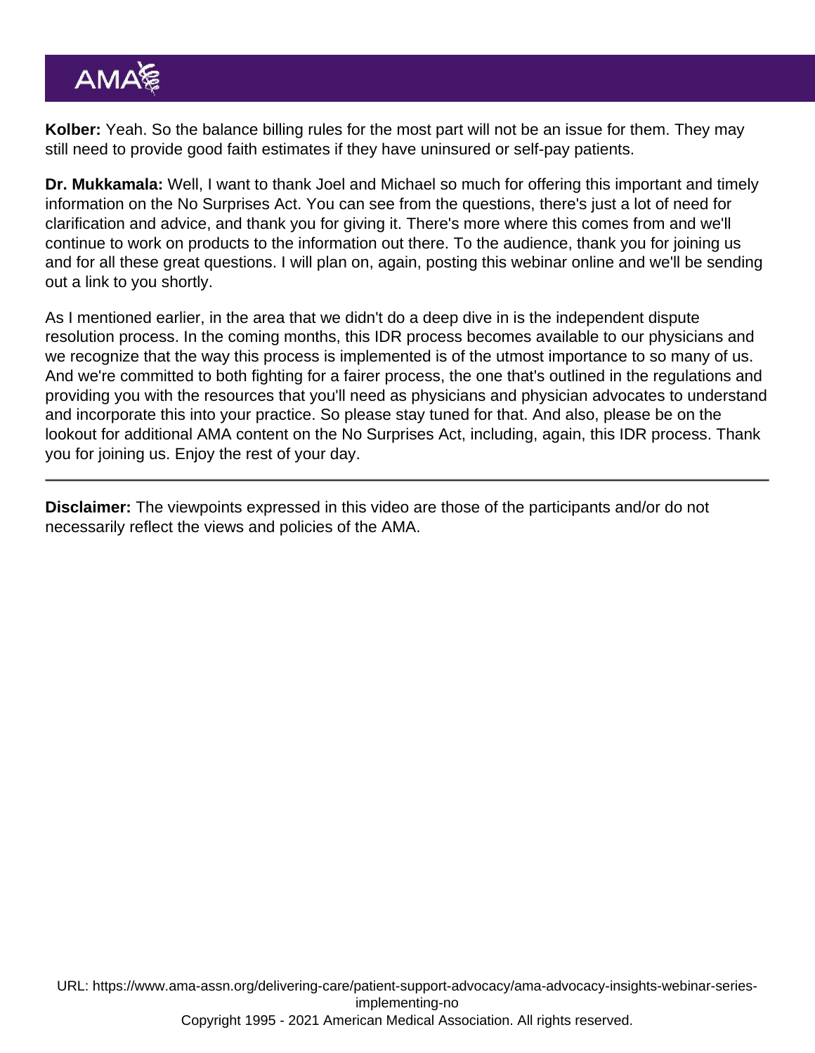**Kolber:** Yeah. So the balance billing rules for the most part will not be an issue for them. They may still need to provide good faith estimates if they have uninsured or self-pay patients.

**Dr. Mukkamala:** Well, I want to thank Joel and Michael so much for offering this important and timely information on the No Surprises Act. You can see from the questions, there's just a lot of need for clarification and advice, and thank you for giving it. There's more where this comes from and we'll continue to work on products to the information out there. To the audience, thank you for joining us and for all these great questions. I will plan on, again, posting this webinar online and we'll be sending out a link to you shortly.

As I mentioned earlier, in the area that we didn't do a deep dive in is the independent dispute resolution process. In the coming months, this IDR process becomes available to our physicians and we recognize that the way this process is implemented is of the utmost importance to so many of us. And we're committed to both fighting for a fairer process, the one that's outlined in the regulations and providing you with the resources that you'll need as physicians and physician advocates to understand and incorporate this into your practice. So please stay tuned for that. And also, please be on the lookout for additional AMA content on the No Surprises Act, including, again, this IDR process. Thank you for joining us. Enjoy the rest of your day.

---

**Disclaimer:** The viewpoints expressed in this video are those of the participants and/or do not necessarily reflect the views and policies of the AMA.